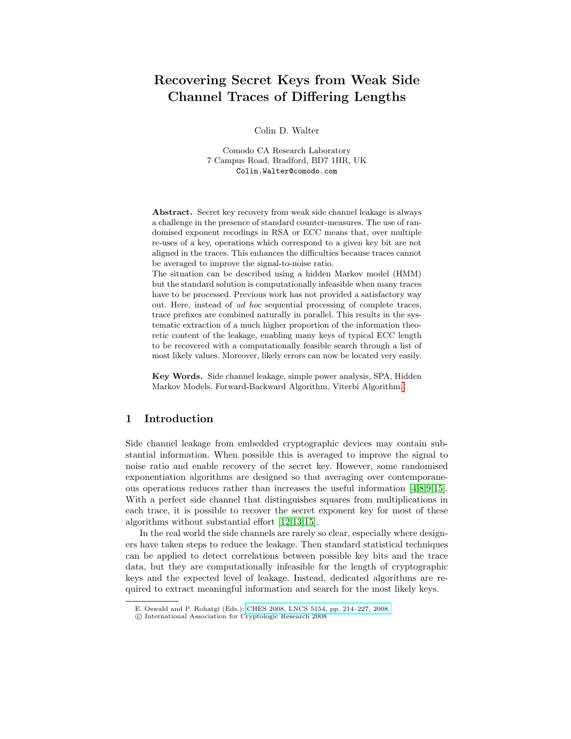# Recovering Secret Keys from Weak Side Channel Traces of Differing Lengths

Colin D. Walter

Comodo CA Research Laboratory
7 Campus Road, Bradford, BD7 1HR, UK
Colin.Walter@comodo.com

**Abstract.** Secret key recovery from weak side channel leakage is always a challenge in the presence of standard counter-measures. The use of randomised exponent recodings in RSA or ECC means that, over multiple re-uses of a key, operations which correspond to a given key bit are not aligned in the traces. This enhances the difficulties because traces cannot be averaged to improve the signal-to-noise ratio.

The situation can be described using a hidden Markov model (HMM) but the standard solution is computationally infeasible when many traces have to be processed. Previous work has not provided a satisfactory way out. Here, instead of *ad hoc* sequential processing of complete traces, trace prefixes are combined naturally in parallel. This results in the systematic extraction of a much higher proportion of the information theoretic content of the leakage, enabling many keys of typical ECC length to be recovered with a computationally feasible search through a list of most likely values. Moreover, likely errors can now be located very easily.

**Key Words.** Side channel leakage, simple power analysis, SPA, Hidden Markov Models, Forward-Backward Algorithm, Viterbi Algorithm.

## 1 Introduction

Side channel leakage from embedded cryptographic devices may contain substantial information. When possible this is averaged to improve the signal to noise ratio and enable recovery of the secret key. However, some randomised exponentiation algorithms are designed so that averaging over contemporaneous operations reduces rather than increases the useful information [4,8,9,15]. With a perfect side channel that distinguishes squares from multiplications in each trace, it is possible to recover the secret exponent key for most of these algorithms without substantial effort [12,13,15].

In the real world the side channels are rarely so clear, especially where designers have taken steps to reduce the leakage. Then standard statistical techniques can be applied to detect correlations between possible key bits and the trace data, but they are computationally infeasible for the length of cryptographic keys and the expected level of leakage. Instead, dedicated algorithms are required to extract meaningful information and search for the most likely keys.

E. Oswald and P. Rohatgi (Eds.): CHES 2008, LNCS 5154, pp. 214–227, 2008.
© International Association for Cryptologic Research 2008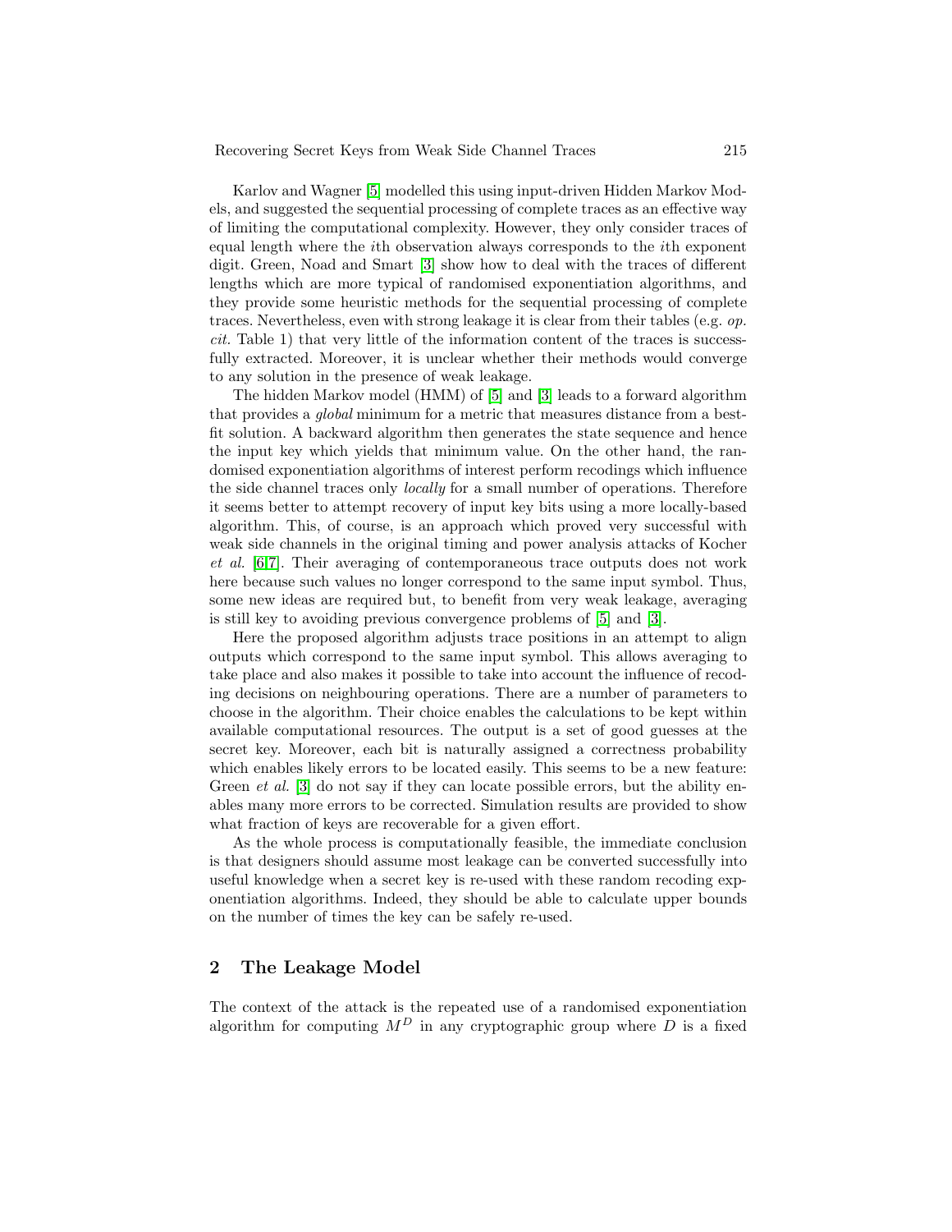Karlov and Wagner [5] modelled this using input-driven Hidden Markov Models, and suggested the sequential processing of complete traces as an effective way of limiting the computational complexity. However, they only consider traces of equal length where the $i$th observation always corresponds to the $i$th exponent digit. Green, Noad and Smart [3] show how to deal with the traces of different lengths which are more typical of randomised exponentiation algorithms, and they provide some heuristic methods for the sequential processing of complete traces. Nevertheless, even with strong leakage it is clear from their tables (e.g. *op. cit.* Table 1) that very little of the information content of the traces is successfully extracted. Moreover, it is unclear whether their methods would converge to any solution in the presence of weak leakage.

The hidden Markov model (HMM) of [5] and [3] leads to a forward algorithm that provides a *global* minimum for a metric that measures distance from a best-fit solution. A backward algorithm then generates the state sequence and hence the input key which yields that minimum value. On the other hand, the randomised exponentiation algorithms of interest perform recodings which influence the side channel traces only *locally* for a small number of operations. Therefore it seems better to attempt recovery of input key bits using a more locally-based algorithm. This, of course, is an approach which proved very successful with weak side channels in the original timing and power analysis attacks of Kocher *et al.* [6,7]. Their averaging of contemporaneous trace outputs does not work here because such values no longer correspond to the same input symbol. Thus, some new ideas are required but, to benefit from very weak leakage, averaging is still key to avoiding previous convergence problems of [5] and [3].

Here the proposed algorithm adjusts trace positions in an attempt to align outputs which correspond to the same input symbol. This allows averaging to take place and also makes it possible to take into account the influence of recoding decisions on neighbouring operations. There are a number of parameters to choose in the algorithm. Their choice enables the calculations to be kept within available computational resources. The output is a set of good guesses at the secret key. Moreover, each bit is naturally assigned a correctness probability which enables likely errors to be located easily. This seems to be a new feature: Green *et al.* [3] do not say if they can locate possible errors, but the ability enables many more errors to be corrected. Simulation results are provided to show what fraction of keys are recoverable for a given effort.

As the whole process is computationally feasible, the immediate conclusion is that designers should assume most leakage can be converted successfully into useful knowledge when a secret key is re-used with these random recoding exponentiation algorithms. Indeed, they should be able to calculate upper bounds on the number of times the key can be safely re-used.

## 2 The Leakage Model

The context of the attack is the repeated use of a randomised exponentiation algorithm for computing $M^D$ in any cryptographic group where $D$ is a fixed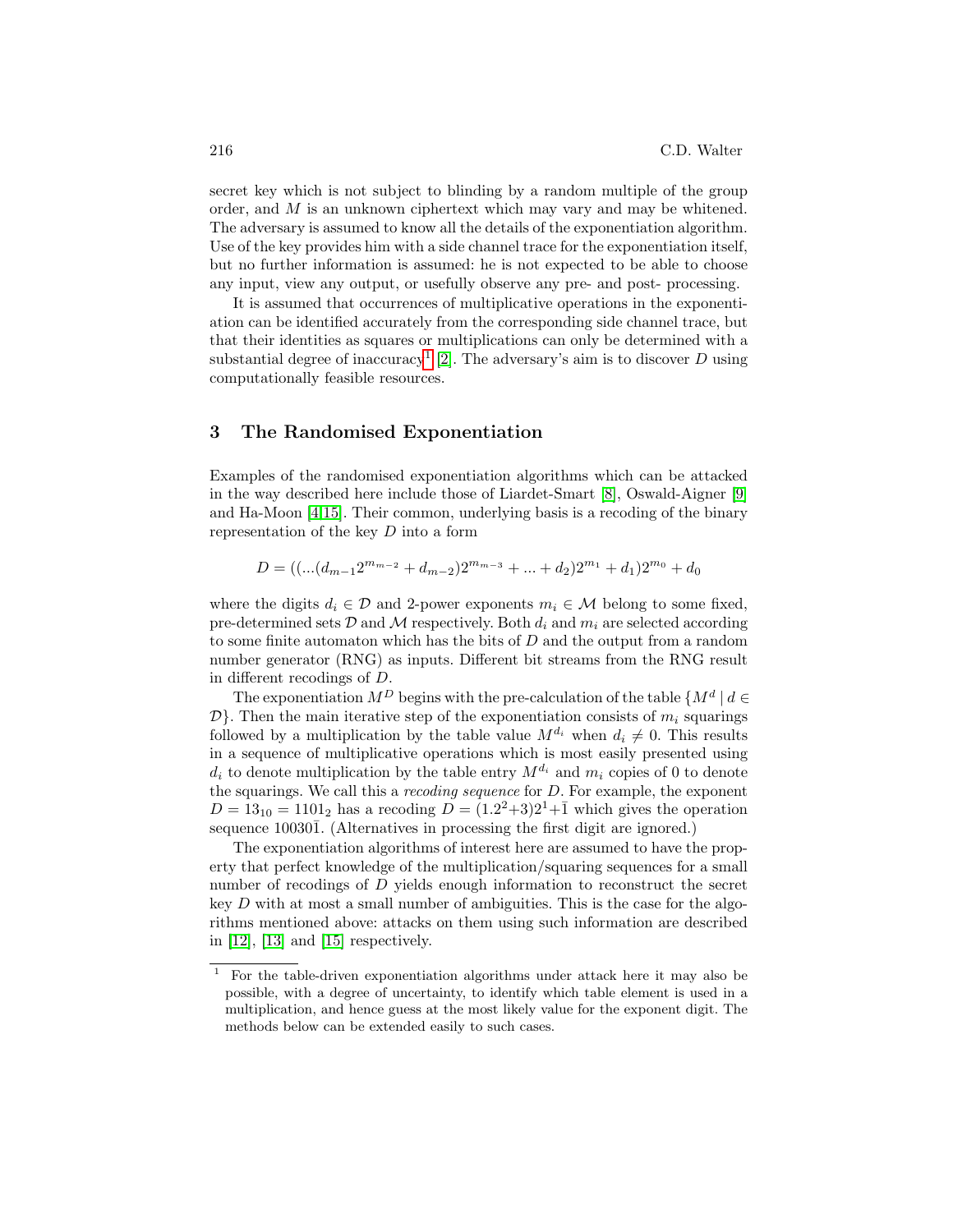secret key which is not subject to blinding by a random multiple of the group order, and $M$ is an unknown ciphertext which may vary and may be whitened. The adversary is assumed to know all the details of the exponentiation algorithm. Use of the key provides him with a side channel trace for the exponentiation itself, but no further information is assumed: he is not expected to be able to choose any input, view any output, or usefully observe any pre- and post- processing.

It is assumed that occurrences of multiplicative operations in the exponentiation can be identified accurately from the corresponding side channel trace, but that their identities as squares or multiplications can only be determined with a substantial degree of inaccuracy[1] [2]. The adversary's aim is to discover $D$ using computationally feasible resources.

## 3 The Randomised Exponentiation

Examples of the randomised exponentiation algorithms which can be attacked in the way described here include those of Liardet-Smart [8], Oswald-Aigner [9] and Ha-Moon [4,15]. Their common, underlying basis is a recoding of the binary representation of the key $D$ into a form

$$D = ((...(d_{m-1}2^{m_{m-2}} + d_{m-2})2^{m_{m-3}} + ... + d_2)2^{m_1} + d_1)2^{m_0} + d_0$$

where the digits $d_i \in \mathcal{D}$ and 2-power exponents $m_i \in \mathcal{M}$ belong to some fixed, pre-determined sets $\mathcal{D}$ and $\mathcal{M}$ respectively. Both $d_i$ and $m_i$ are selected according to some finite automaton which has the bits of $D$ and the output from a random number generator (RNG) as inputs. Different bit streams from the RNG result in different recodings of $D$.

The exponentiation $M^D$ begins with the pre-calculation of the table $\{M^d \mid d \in \mathcal{D}\}$. Then the main iterative step of the exponentiation consists of $m_i$ squarings followed by a multiplication by the table value $M^{d_i}$ when $d_i \neq 0$. This results in a sequence of multiplicative operations which is most easily presented using $d_i$ to denote multiplication by the table entry $M^{d_i}$ and $m_i$ copies of 0 to denote the squarings. We call this a *recoding sequence* for $D$. For example, the exponent $D = 13_{10} = 1101_2$ has a recoding $D = (1.2^2+3)2^1+\bar{1}$ which gives the operation sequence $10030\bar{1}$. (Alternatives in processing the first digit are ignored.)

The exponentiation algorithms of interest here are assumed to have the property that perfect knowledge of the multiplication/squaring sequences for a small number of recodings of $D$ yields enough information to reconstruct the secret key $D$ with at most a small number of ambiguities. This is the case for the algorithms mentioned above: attacks on them using such information are described in [12], [13] and [15] respectively.

[1] For the table-driven exponentiation algorithms under attack here it may also be possible, with a degree of uncertainty, to identify which table element is used in a multiplication, and hence guess at the most likely value for the exponent digit. The methods below can be extended easily to such cases.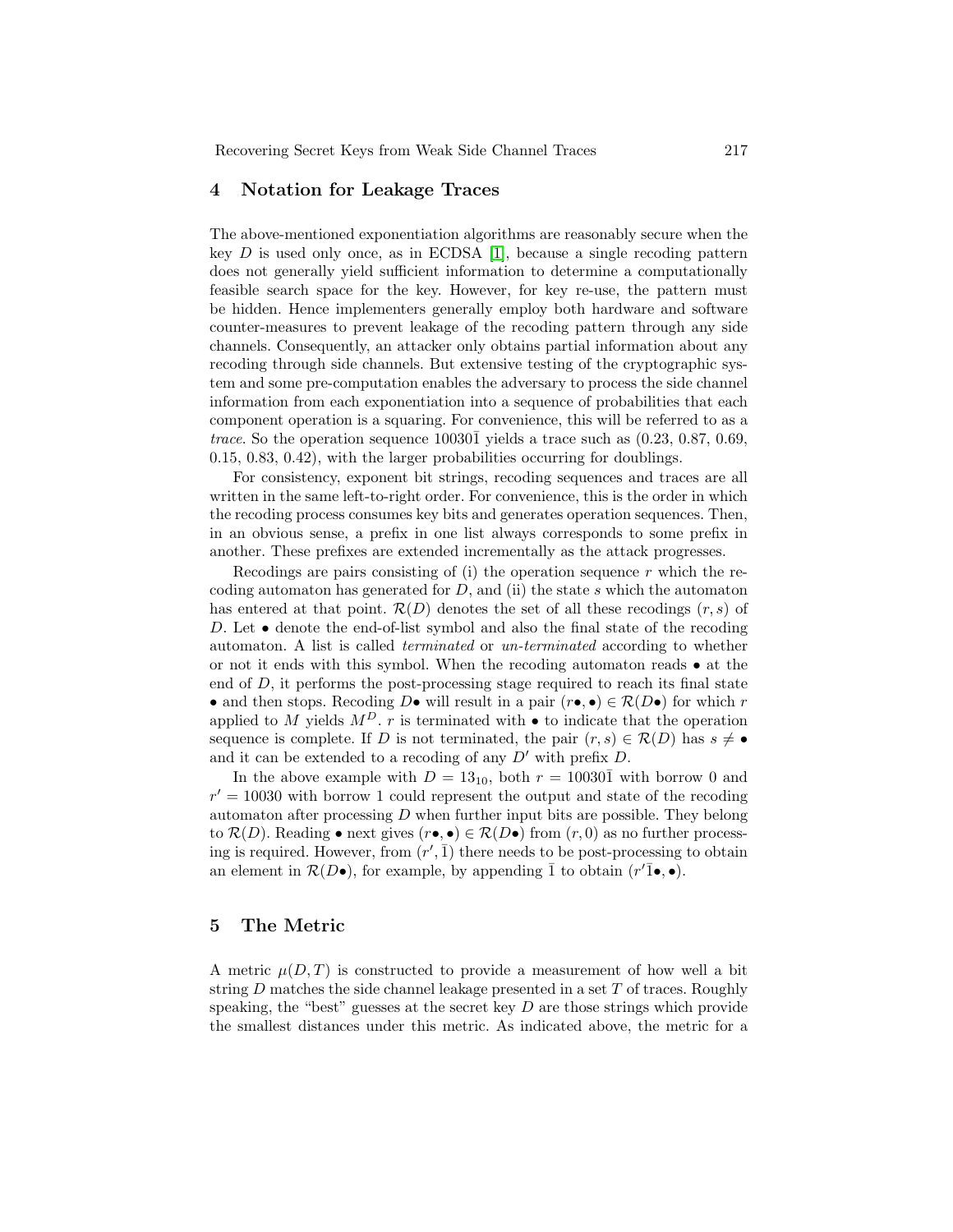## 4 Notation for Leakage Traces

The above-mentioned exponentiation algorithms are reasonably secure when the key $D$ is used only once, as in ECDSA [1], because a single recoding pattern does not generally yield sufficient information to determine a computationally feasible search space for the key. However, for key re-use, the pattern must be hidden. Hence implementers generally employ both hardware and software counter-measures to prevent leakage of the recoding pattern through any side channels. Consequently, an attacker only obtains partial information about any recoding through side channels. But extensive testing of the cryptographic system and some pre-computation enables the adversary to process the side channel information from each exponentiation into a sequence of probabilities that each component operation is a squaring. For convenience, this will be referred to as a *trace*. So the operation sequence $10030\bar{1}$ yields a trace such as (0.23, 0.87, 0.69, 0.15, 0.83, 0.42), with the larger probabilities occurring for doublings.

For consistency, exponent bit strings, recoding sequences and traces are all written in the same left-to-right order. For convenience, this is the order in which the recoding process consumes key bits and generates operation sequences. Then, in an obvious sense, a prefix in one list always corresponds to some prefix in another. These prefixes are extended incrementally as the attack progresses.

Recodings are pairs consisting of (i) the operation sequence $r$ which the recoding automaton has generated for $D$, and (ii) the state $s$ which the automaton has entered at that point. $\mathcal{R}(D)$ denotes the set of all these recodings $(r, s)$ of $D$. Let $\bullet$ denote the end-of-list symbol and also the final state of the recoding automaton. A list is called *terminated* or *un-terminated* according to whether or not it ends with this symbol. When the recoding automaton reads $\bullet$ at the end of $D$, it performs the post-processing stage required to reach its final state $\bullet$ and then stops. Recoding $D\bullet$ will result in a pair $(r\bullet, \bullet) \in \mathcal{R}(D\bullet)$ for which $r$ applied to $M$ yields $M^D$. $r$ is terminated with $\bullet$ to indicate that the operation sequence is complete. If $D$ is not terminated, the pair $(r, s) \in \mathcal{R}(D)$ has $s \neq \bullet$ and it can be extended to a recoding of any $D'$ with prefix $D$.

In the above example with $D = 13_{10}$, both $r = 10030\bar{1}$ with borrow 0 and $r' = 10030$ with borrow 1 could represent the output and state of the recoding automaton after processing $D$ when further input bits are possible. They belong to $\mathcal{R}(D)$. Reading $\bullet$ next gives $(r\bullet, \bullet) \in \mathcal{R}(D\bullet)$ from $(r, 0)$ as no further processing is required. However, from $(r', \bar{1})$ there needs to be post-processing to obtain an element in $\mathcal{R}(D\bullet)$, for example, by appending $\bar{1}$ to obtain $(r'\bar{1}\bullet, \bullet)$.

## 5 The Metric

A metric $\mu(D, T)$ is constructed to provide a measurement of how well a bit string $D$ matches the side channel leakage presented in a set $T$ of traces. Roughly speaking, the "best" guesses at the secret key $D$ are those strings which provide the smallest distances under this metric. As indicated above, the metric for a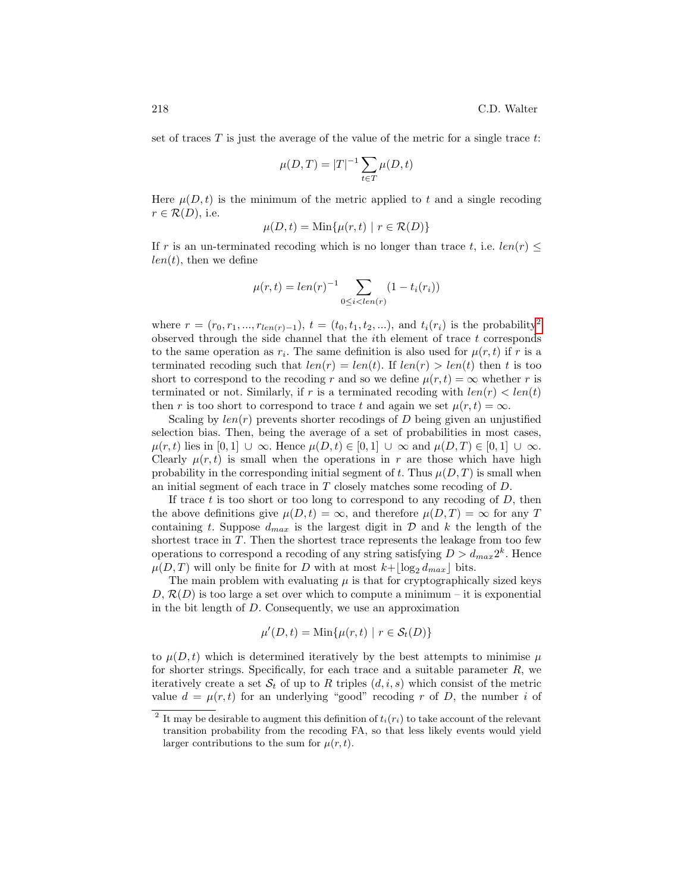set of traces $T$ is just the average of the value of the metric for a single trace $t$:

$$\mu(D,T) = |T|^{-1} \sum_{t \in T} \mu(D,t)$$

Here $\mu(D,t)$ is the minimum of the metric applied to $t$ and a single recoding $r \in \mathcal{R}(D)$, i.e.

$$\mu(D,t) = \text{Min}\{\mu(r,t) \mid r \in \mathcal{R}(D)\}$$

If $r$ is an un-terminated recoding which is no longer than trace $t$, i.e. $len(r) \le len(t)$, then we define

$$\mu(r,t) = len(r)^{-1} \sum_{0 \le i < len(r)} (1 - t_i(r_i))$$

where $r = (r_0, r_1, ..., r_{len(r)-1})$, $t = (t_0, t_1, t_2, ...)$, and $t_i(r_i)$ is the probability[2] observed through the side channel that the $i$th element of trace $t$ corresponds to the same operation as $r_i$. The same definition is also used for $\mu(r,t)$ if $r$ is a terminated recoding such that $len(r) = len(t)$. If $len(r) > len(t)$ then $t$ is too short to correspond to the recoding $r$ and so we define $\mu(r,t) = \infty$ whether $r$ is terminated or not. Similarly, if $r$ is a terminated recoding with $len(r) < len(t)$ then $r$ is too short to correspond to trace $t$ and again we set $\mu(r,t) = \infty$.

Scaling by $len(r)$ prevents shorter recodings of $D$ being given an unjustified selection bias. Then, being the average of a set of probabilities in most cases, $\mu(r,t)$ lies in $[0,1] \cup \infty$. Hence $\mu(D,t) \in [0,1] \cup \infty$ and $\mu(D,T) \in [0,1] \cup \infty$. Clearly $\mu(r,t)$ is small when the operations in $r$ are those which have high probability in the corresponding initial segment of $t$. Thus $\mu(D,T)$ is small when an initial segment of each trace in $T$ closely matches some recoding of $D$.

If trace $t$ is too short or too long to correspond to any recoding of $D$, then the above definitions give $\mu(D,t) = \infty$, and therefore $\mu(D,T) = \infty$ for any $T$ containing $t$. Suppose $d_{max}$ is the largest digit in $\mathcal{D}$ and $k$ the length of the shortest trace in $T$. Then the shortest trace represents the leakage from too few operations to correspond a recoding of any string satisfying $D > d_{max}2^k$. Hence $\mu(D,T)$ will only be finite for $D$ with at most $k + \lfloor \log_2 d_{max} \rfloor$ bits.

The main problem with evaluating $\mu$ is that for cryptographically sized keys $D$, $\mathcal{R}(D)$ is too large a set over which to compute a minimum – it is exponential in the bit length of $D$. Consequently, we use an approximation

$$\mu'(D,t) = \text{Min}\{\mu(r,t) \mid r \in \mathcal{S}_t(D)\}$$

to $\mu(D,t)$ which is determined iteratively by the best attempts to minimise $\mu$ for shorter strings. Specifically, for each trace and a suitable parameter $R$, we iteratively create a set $\mathcal{S}_t$ of up to $R$ triples $(d,i,s)$ which consist of the metric value $d = \mu(r,t)$ for an underlying "good" recoding $r$ of $D$, the number $i$ of

[2] It may be desirable to augment this definition of $t_i(r_i)$ to take account of the relevant transition probability from the recoding FA, so that less likely events would yield larger contributions to the sum for $\mu(r,t)$.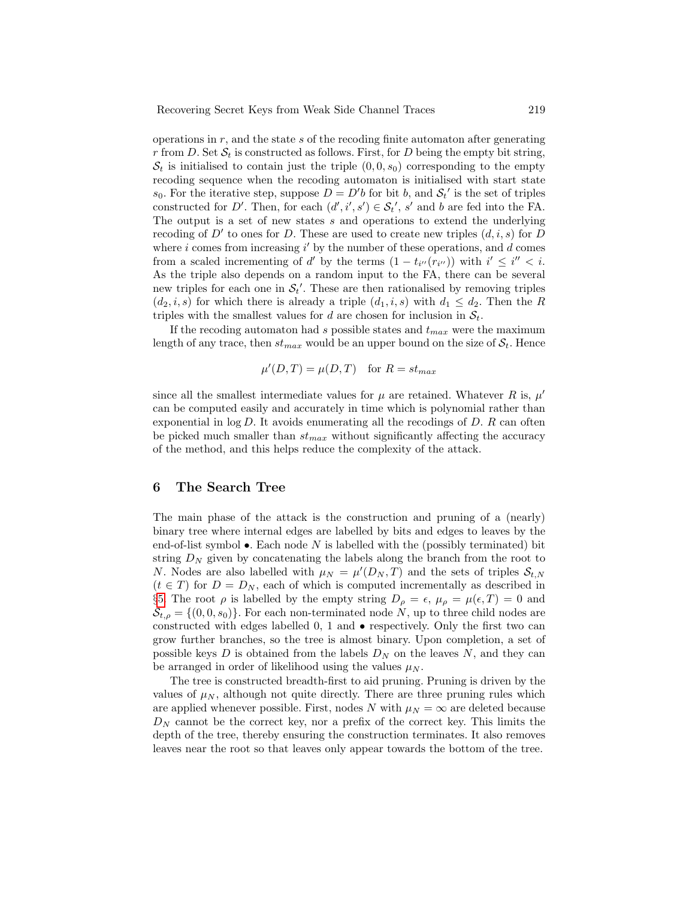operations in $r$, and the state $s$ of the recoding finite automaton after generating $r$ from $D$. Set $\mathcal{S}_t$ is constructed as follows. First, for $D$ being the empty bit string, $\mathcal{S}_t$ is initialised to contain just the triple $(0, 0, s_0)$ corresponding to the empty recoding sequence when the recoding automaton is initialised with start state $s_0$. For the iterative step, suppose $D = D'b$ for bit $b$, and $\mathcal{S}_t{'}$ is the set of triples constructed for $D'$. Then, for each $(d', i', s') \in \mathcal{S}_t{'}$, $s'$ and $b$ are fed into the FA. The output is a set of new states $s$ and operations to extend the underlying recoding of $D'$ to ones for $D$. These are used to create new triples $(d, i, s)$ for $D$ where $i$ comes from increasing $i'$ by the number of these operations, and $d$ comes from a scaled incrementing of $d'$ by the terms $(1 - t_{i''}(r_{i''}))$ with $i' \leq i'' < i$. As the triple also depends on a random input to the FA, there can be several new triples for each one in $\mathcal{S}_t{'}$. These are then rationalised by removing triples $(d_2, i, s)$ for which there is already a triple $(d_1, i, s)$ with $d_1 \leq d_2$. Then the $R$ triples with the smallest values for $d$ are chosen for inclusion in $\mathcal{S}_t$.

If the recoding automaton had $s$ possible states and $t_{max}$ were the maximum length of any trace, then $st_{max}$ would be an upper bound on the size of $\mathcal{S}_t$. Hence

$$\mu'(D, T) = \mu(D, T) \quad \text{for } R = st_{max}$$

since all the smallest intermediate values for $\mu$ are retained. Whatever $R$ is, $\mu'$ can be computed easily and accurately in time which is polynomial rather than exponential in $\log D$. It avoids enumerating all the recodings of $D$. $R$ can often be picked much smaller than $st_{max}$ without significantly affecting the accuracy of the method, and this helps reduce the complexity of the attack.

## 6 The Search Tree

The main phase of the attack is the construction and pruning of a (nearly) binary tree where internal edges are labelled by bits and edges to leaves by the end-of-list symbol $\bullet$. Each node $N$ is labelled with the (possibly terminated) bit string $D_N$ given by concatenating the labels along the branch from the root to $N$. Nodes are also labelled with $\mu_N = \mu'(D_N, T)$ and the sets of triples $\mathcal{S}_{t,N}$ ($t \in T$) for $D = D_N$, each of which is computed incrementally as described in §5. The root $\rho$ is labelled by the empty string $D_\rho = \epsilon$, $\mu_\rho = \mu(\epsilon, T) = 0$ and $\mathcal{S}_{t,\rho} = \{(0, 0, s_0)\}$. For each non-terminated node $N$, up to three child nodes are constructed with edges labelled 0, 1 and $\bullet$ respectively. Only the first two can grow further branches, so the tree is almost binary. Upon completion, a set of possible keys $D$ is obtained from the labels $D_N$ on the leaves $N$, and they can be arranged in order of likelihood using the values $\mu_N$.

The tree is constructed breadth-first to aid pruning. Pruning is driven by the values of $\mu_N$, although not quite directly. There are three pruning rules which are applied whenever possible. First, nodes $N$ with $\mu_N = \infty$ are deleted because $D_N$ cannot be the correct key, nor a prefix of the correct key. This limits the depth of the tree, thereby ensuring the construction terminates. It also removes leaves near the root so that leaves only appear towards the bottom of the tree.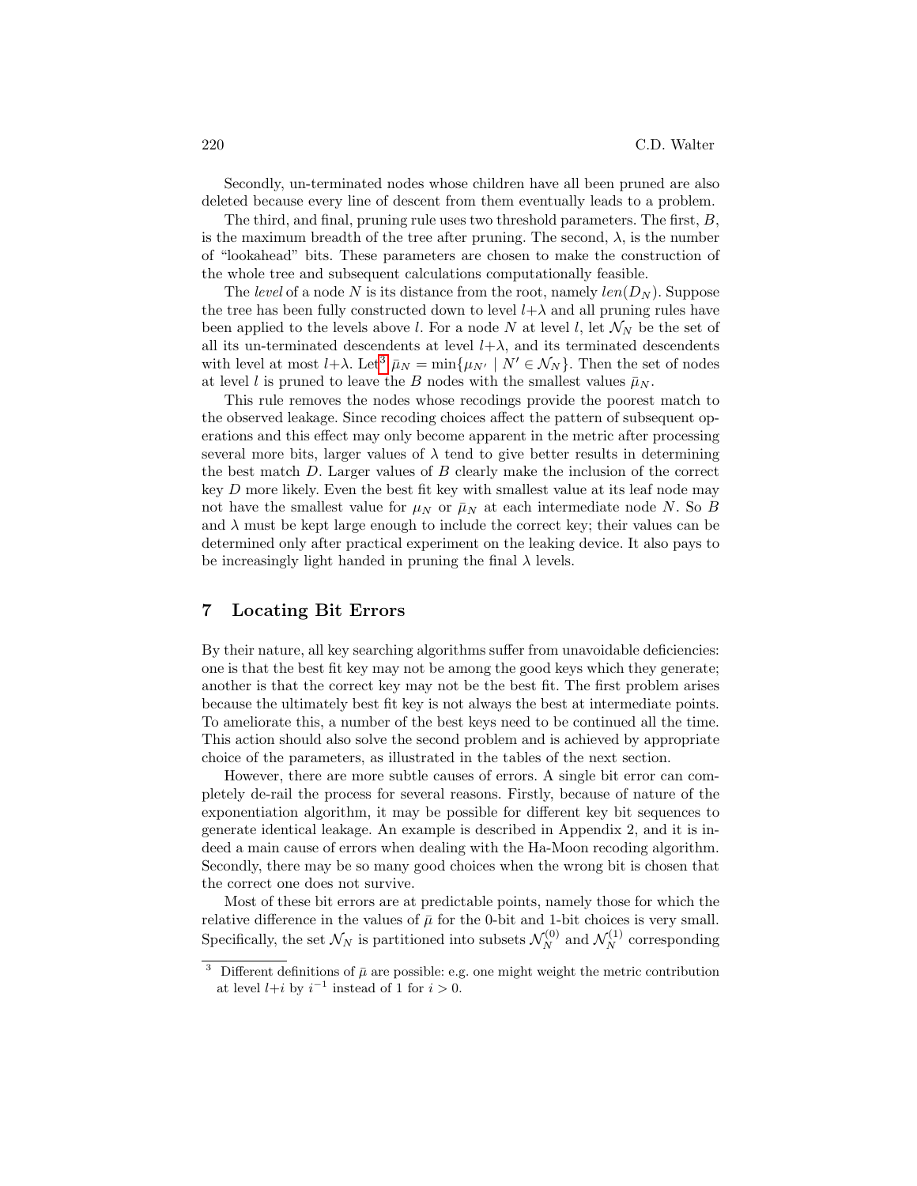Secondly, un-terminated nodes whose children have all been pruned are also deleted because every line of descent from them eventually leads to a problem.

The third, and final, pruning rule uses two threshold parameters. The first, $B$, is the maximum breadth of the tree after pruning. The second, $\lambda$, is the number of "lookahead" bits. These parameters are chosen to make the construction of the whole tree and subsequent calculations computationally feasible.

The *level* of a node $N$ is its distance from the root, namely $len(D_N)$. Suppose the tree has been fully constructed down to level $l+\lambda$ and all pruning rules have been applied to the levels above $l$. For a node $N$ at level $l$, let $\mathcal{N}_N$ be the set of all its un-terminated descendents at level $l+\lambda$, and its terminated descendents with level at most $l+\lambda$. Let[3] $\bar{\mu}_N = \min\{\mu_{N'} \mid N' \in \mathcal{N}_N\}$. Then the set of nodes at level $l$ is pruned to leave the $B$ nodes with the smallest values $\bar{\mu}_N$.

This rule removes the nodes whose recodings provide the poorest match to the observed leakage. Since recoding choices affect the pattern of subsequent operations and this effect may only become apparent in the metric after processing several more bits, larger values of $\lambda$ tend to give better results in determining the best match $D$. Larger values of $B$ clearly make the inclusion of the correct key $D$ more likely. Even the best fit key with smallest value at its leaf node may not have the smallest value for $\mu_N$ or $\bar{\mu}_N$ at each intermediate node $N$. So $B$ and $\lambda$ must be kept large enough to include the correct key; their values can be determined only after practical experiment on the leaking device. It also pays to be increasingly light handed in pruning the final $\lambda$ levels.

## 7 Locating Bit Errors

By their nature, all key searching algorithms suffer from unavoidable deficiencies: one is that the best fit key may not be among the good keys which they generate; another is that the correct key may not be the best fit. The first problem arises because the ultimately best fit key is not always the best at intermediate points. To ameliorate this, a number of the best keys need to be continued all the time. This action should also solve the second problem and is achieved by appropriate choice of the parameters, as illustrated in the tables of the next section.

However, there are more subtle causes of errors. A single bit error can completely de-rail the process for several reasons. Firstly, because of nature of the exponentiation algorithm, it may be possible for different key bit sequences to generate identical leakage. An example is described in Appendix 2, and it is indeed a main cause of errors when dealing with the Ha-Moon recoding algorithm. Secondly, there may be so many good choices when the wrong bit is chosen that the correct one does not survive.

Most of these bit errors are at predictable points, namely those for which the relative difference in the values of $\bar{\mu}$ for the 0-bit and 1-bit choices is very small. Specifically, the set $\mathcal{N}_N$ is partitioned into subsets $\mathcal{N}_N^{(0)}$ and $\mathcal{N}_N^{(1)}$ corresponding

[3] Different definitions of $\bar{\mu}$ are possible: e.g. one might weight the metric contribution at level $l+i$ by $i^{-1}$ instead of 1 for $i > 0$.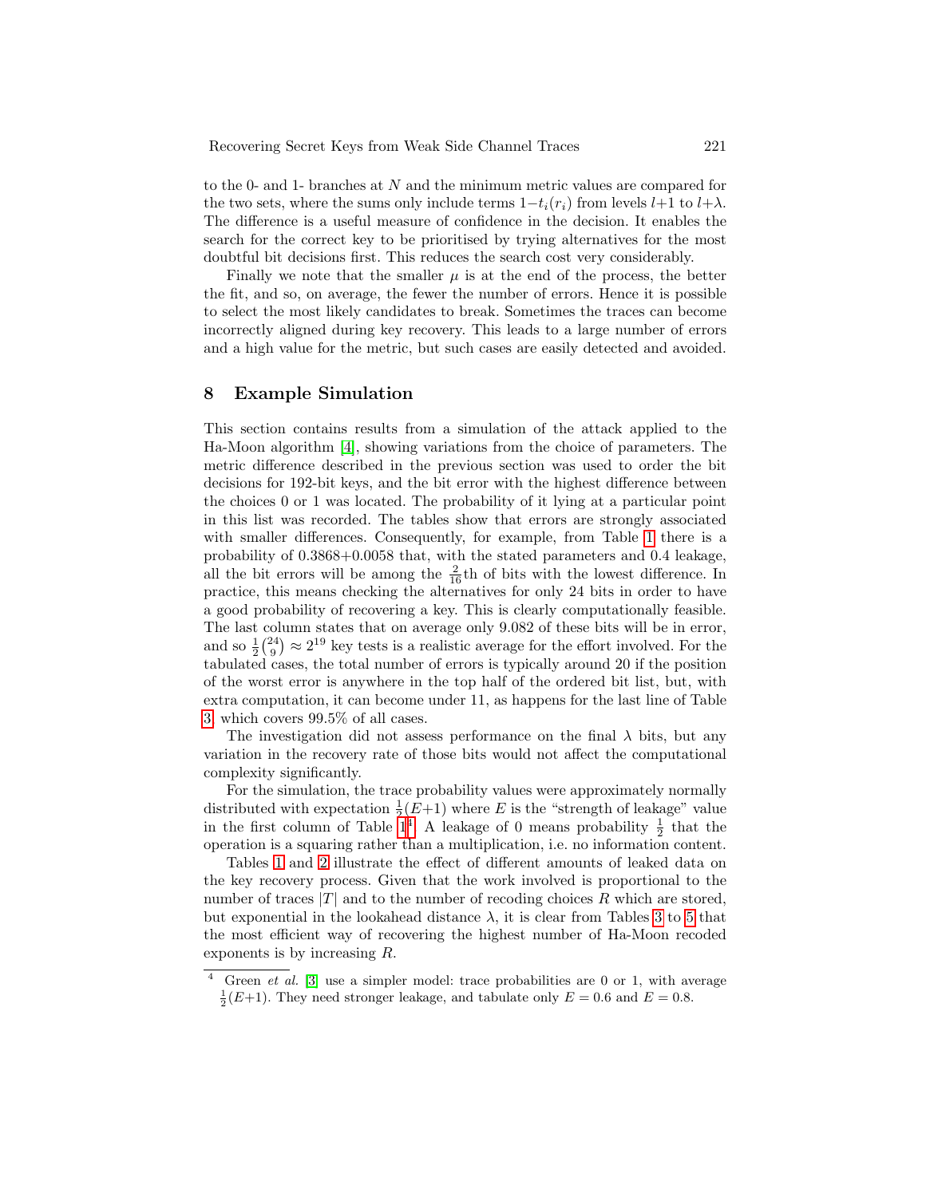to the 0- and 1- branches at $N$ and the minimum metric values are compared for the two sets, where the sums only include terms $1-t_i(r_i)$ from levels $l+1$ to $l+\lambda$. The difference is a useful measure of confidence in the decision. It enables the search for the correct key to be prioritised by trying alternatives for the most doubtful bit decisions first. This reduces the search cost very considerably.

Finally we note that the smaller $\mu$ is at the end of the process, the better the fit, and so, on average, the fewer the number of errors. Hence it is possible to select the most likely candidates to break. Sometimes the traces can become incorrectly aligned during key recovery. This leads to a large number of errors and a high value for the metric, but such cases are easily detected and avoided.

## 8 Example Simulation

This section contains results from a simulation of the attack applied to the Ha-Moon algorithm [4], showing variations from the choice of parameters. The metric difference described in the previous section was used to order the bit decisions for 192-bit keys, and the bit error with the highest difference between the choices 0 or 1 was located. The probability of it lying at a particular point in this list was recorded. The tables show that errors are strongly associated with smaller differences. Consequently, for example, from Table 1 there is a probability of 0.3868+0.0058 that, with the stated parameters and 0.4 leakage, all the bit errors will be among the $\frac{2}{16}$th of bits with the lowest difference. In practice, this means checking the alternatives for only 24 bits in order to have a good probability of recovering a key. This is clearly computationally feasible. The last column states that on average only 9.082 of these bits will be in error, and so $\frac{1}{2}\binom{24}{9} \approx 2^{19}$ key tests is a realistic average for the effort involved. For the tabulated cases, the total number of errors is typically around 20 if the position of the worst error is anywhere in the top half of the ordered bit list, but, with extra computation, it can become under 11, as happens for the last line of Table 3 which covers 99.5% of all cases.

The investigation did not assess performance on the final $\lambda$ bits, but any variation in the recovery rate of those bits would not affect the computational complexity significantly.

For the simulation, the trace probability values were approximately normally distributed with expectation $\frac{1}{2}(E+1)$ where $E$ is the "strength of leakage" value in the first column of Table 1[4]. A leakage of 0 means probability $\frac{1}{2}$ that the operation is a squaring rather than a multiplication, i.e. no information content.

Tables 1 and 2 illustrate the effect of different amounts of leaked data on the key recovery process. Given that the work involved is proportional to the number of traces $|T|$ and to the number of recoding choices $R$ which are stored, but exponential in the lookahead distance $\lambda$, it is clear from Tables 3 to 5 that the most efficient way of recovering the highest number of Ha-Moon recoded exponents is by increasing $R$.

[4] Green *et al.* [3] use a simpler model: trace probabilities are 0 or 1, with average $\frac{1}{2}(E+1)$. They need stronger leakage, and tabulate only $E = 0.6$ and $E = 0.8$.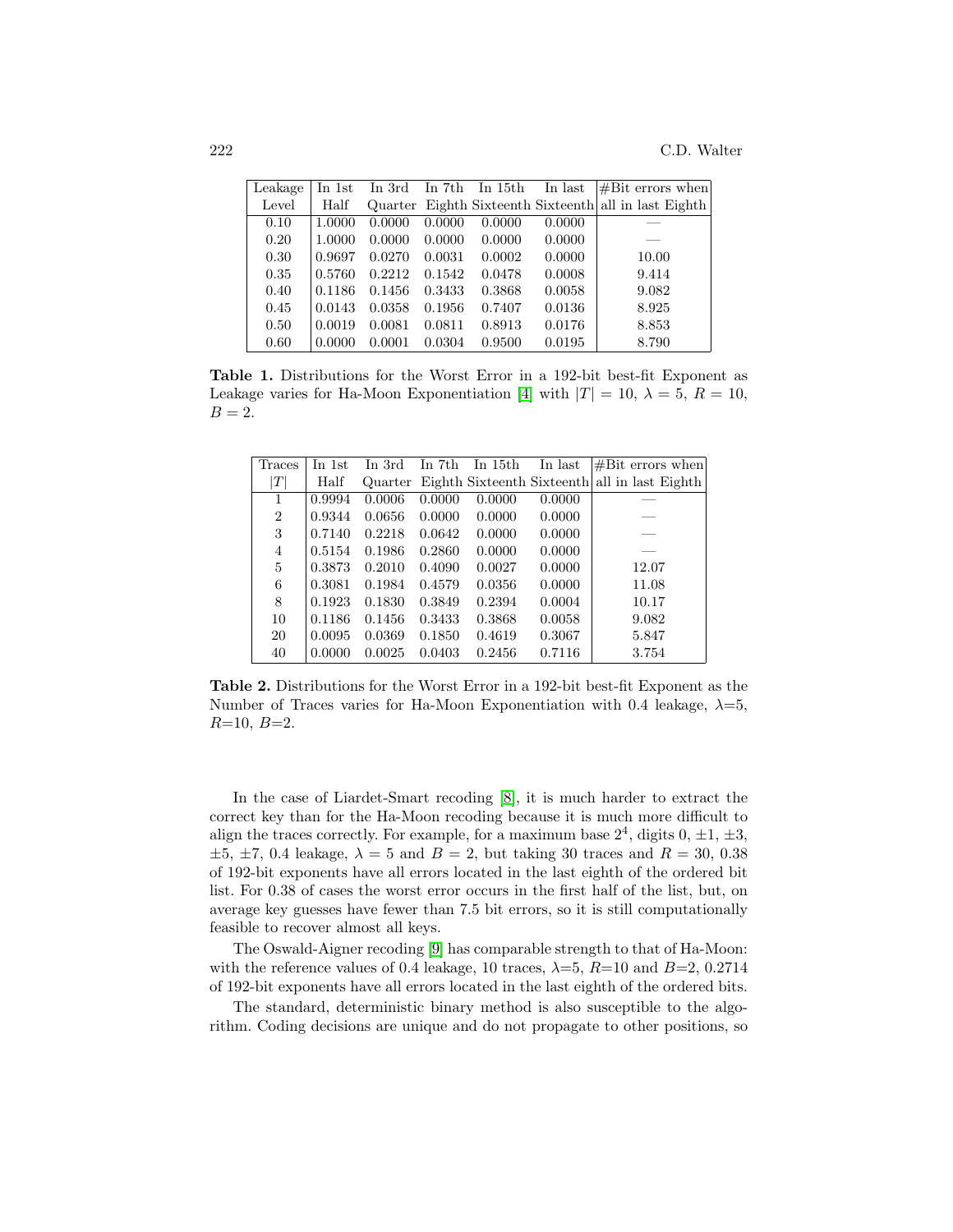| Leakage Level | In 1st Half | In 3rd Quarter | In 7th Eighth | In 15th Sixteenth | In last Sixteenth | #Bit errors when all in last Eighth |
|---|---|---|---|---|---|---|
| 0.10 | 1.0000 | 0.0000 | 0.0000 | 0.0000 | 0.0000 | — |
| 0.20 | 1.0000 | 0.0000 | 0.0000 | 0.0000 | 0.0000 | — |
| 0.30 | 0.9697 | 0.0270 | 0.0031 | 0.0002 | 0.0000 | 10.00 |
| 0.35 | 0.5760 | 0.2212 | 0.1542 | 0.0478 | 0.0008 | 9.414 |
| 0.40 | 0.1186 | 0.1456 | 0.3433 | 0.3868 | 0.0058 | 9.082 |
| 0.45 | 0.0143 | 0.0358 | 0.1956 | 0.7407 | 0.0136 | 8.925 |
| 0.50 | 0.0019 | 0.0081 | 0.0811 | 0.8913 | 0.0176 | 8.853 |
| 0.60 | 0.0000 | 0.0001 | 0.0304 | 0.9500 | 0.0195 | 8.790 |

**Table 1.** Distributions for the Worst Error in a 192-bit best-fit Exponent as Leakage varies for Ha-Moon Exponentiation [4] with $|T| = 10$, $\lambda = 5$, $R = 10$, $B = 2$.

| Traces $\lvert T\rvert$ | In 1st Half | In 3rd Quarter | In 7th Eighth | In 15th Sixteenth | In last Sixteenth | #Bit errors when all in last Eighth |
|---|---|---|---|---|---|---|
| 1 | 0.9994 | 0.0006 | 0.0000 | 0.0000 | 0.0000 | — |
| 2 | 0.9344 | 0.0656 | 0.0000 | 0.0000 | 0.0000 | — |
| 3 | 0.7140 | 0.2218 | 0.0642 | 0.0000 | 0.0000 | — |
| 4 | 0.5154 | 0.1986 | 0.2860 | 0.0000 | 0.0000 | — |
| 5 | 0.3873 | 0.2010 | 0.4090 | 0.0027 | 0.0000 | 12.07 |
| 6 | 0.3081 | 0.1984 | 0.4579 | 0.0356 | 0.0000 | 11.08 |
| 8 | 0.1923 | 0.1830 | 0.3849 | 0.2394 | 0.0004 | 10.17 |
| 10 | 0.1186 | 0.1456 | 0.3433 | 0.3868 | 0.0058 | 9.082 |
| 20 | 0.0095 | 0.0369 | 0.1850 | 0.4619 | 0.3067 | 5.847 |
| 40 | 0.0000 | 0.0025 | 0.0403 | 0.2456 | 0.7116 | 3.754 |

**Table 2.** Distributions for the Worst Error in a 192-bit best-fit Exponent as the Number of Traces varies for Ha-Moon Exponentiation with 0.4 leakage, $\lambda$=5, $R$=10, $B$=2.

In the case of Liardet-Smart recoding [8], it is much harder to extract the correct key than for the Ha-Moon recoding because it is much more difficult to align the traces correctly. For example, for a maximum base $2^4$, digits 0, $\pm1$, $\pm3$, $\pm5$, $\pm7$, 0.4 leakage, $\lambda = 5$ and $B = 2$, but taking 30 traces and $R = 30$, 0.38 of 192-bit exponents have all errors located in the last eighth of the ordered bit list. For 0.38 of cases the worst error occurs in the first half of the list, but, on average key guesses have fewer than 7.5 bit errors, so it is still computationally feasible to recover almost all keys.

The Oswald-Aigner recoding [9] has comparable strength to that of Ha-Moon: with the reference values of 0.4 leakage, 10 traces, $\lambda$=5, $R$=10 and $B$=2, 0.2714 of 192-bit exponents have all errors located in the last eighth of the ordered bits.

The standard, deterministic binary method is also susceptible to the algorithm. Coding decisions are unique and do not propagate to other positions, so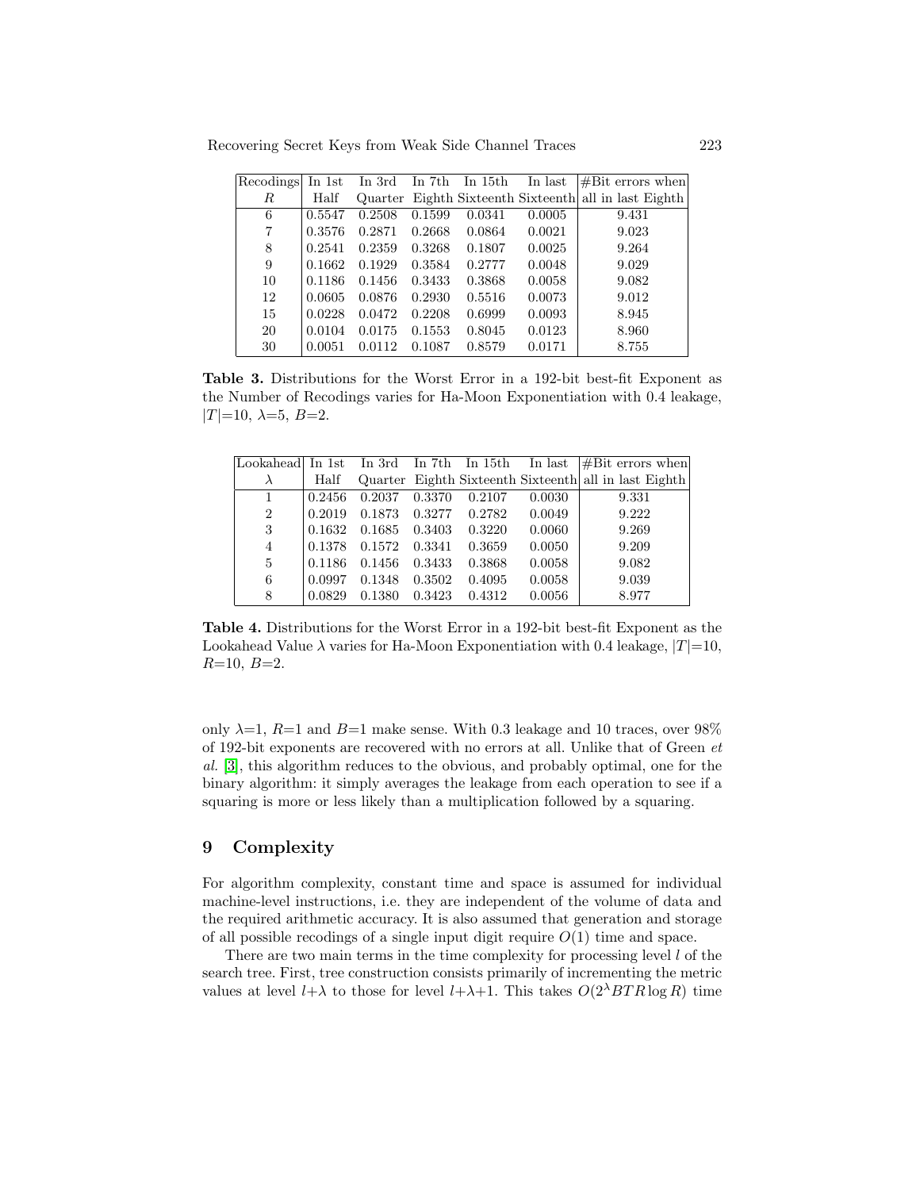| Recordings $R$ | In 1st Half | In 3rd Quarter | In 7th Eighth | In 15th Sixteenth | In last Sixteenth | #Bit errors when all in last Eighth |
|---|---|---|---|---|---|---|
| 6 | 0.5547 | 0.2508 | 0.1599 | 0.0341 | 0.0005 | 9.431 |
| 7 | 0.3576 | 0.2871 | 0.2668 | 0.0864 | 0.0021 | 9.023 |
| 8 | 0.2541 | 0.2359 | 0.3268 | 0.1807 | 0.0025 | 9.264 |
| 9 | 0.1662 | 0.1929 | 0.3584 | 0.2777 | 0.0048 | 9.029 |
| 10 | 0.1186 | 0.1456 | 0.3433 | 0.3868 | 0.0058 | 9.082 |
| 12 | 0.0605 | 0.0876 | 0.2930 | 0.5516 | 0.0073 | 9.012 |
| 15 | 0.0228 | 0.0472 | 0.2208 | 0.6999 | 0.0093 | 8.945 |
| 20 | 0.0104 | 0.0175 | 0.1553 | 0.8045 | 0.0123 | 8.960 |
| 30 | 0.0051 | 0.0112 | 0.1087 | 0.8579 | 0.0171 | 8.755 |

**Table 3.** Distributions for the Worst Error in a 192-bit best-fit Exponent as the Number of Recodings varies for Ha-Moon Exponentiation with 0.4 leakage, $|T|$=10, $\lambda$=5, $B$=2.

| Lookahead $\lambda$ | In 1st Half | In 3rd Quarter | In 7th Eighth | In 15th Sixteenth | In last Sixteenth | #Bit errors when all in last Eighth |
|---|---|---|---|---|---|---|
| 1 | 0.2456 | 0.2037 | 0.3370 | 0.2107 | 0.0030 | 9.331 |
| 2 | 0.2019 | 0.1873 | 0.3277 | 0.2782 | 0.0049 | 9.222 |
| 3 | 0.1632 | 0.1685 | 0.3403 | 0.3220 | 0.0060 | 9.269 |
| 4 | 0.1378 | 0.1572 | 0.3341 | 0.3659 | 0.0050 | 9.209 |
| 5 | 0.1186 | 0.1456 | 0.3433 | 0.3868 | 0.0058 | 9.082 |
| 6 | 0.0997 | 0.1348 | 0.3502 | 0.4095 | 0.0058 | 9.039 |
| 8 | 0.0829 | 0.1380 | 0.3423 | 0.4312 | 0.0056 | 8.977 |

**Table 4.** Distributions for the Worst Error in a 192-bit best-fit Exponent as the Lookahead Value $\lambda$ varies for Ha-Moon Exponentiation with 0.4 leakage, $|T|$=10, $R$=10, $B$=2.

only $\lambda$=1, $R$=1 and $B$=1 make sense. With 0.3 leakage and 10 traces, over 98% of 192-bit exponents are recovered with no errors at all. Unlike that of Green *et al.* [3], this algorithm reduces to the obvious, and probably optimal, one for the binary algorithm: it simply averages the leakage from each operation to see if a squaring is more or less likely than a multiplication followed by a squaring.

## 9 Complexity

For algorithm complexity, constant time and space is assumed for individual machine-level instructions, i.e. they are independent of the volume of data and the required arithmetic accuracy. It is also assumed that generation and storage of all possible recodings of a single input digit require $O(1)$ time and space.

There are two main terms in the time complexity for processing level $l$ of the search tree. First, tree construction consists primarily of incrementing the metric values at level $l{+}\lambda$ to those for level $l{+}\lambda{+}1$. This takes $O(2^{\lambda}BTR\log R)$ time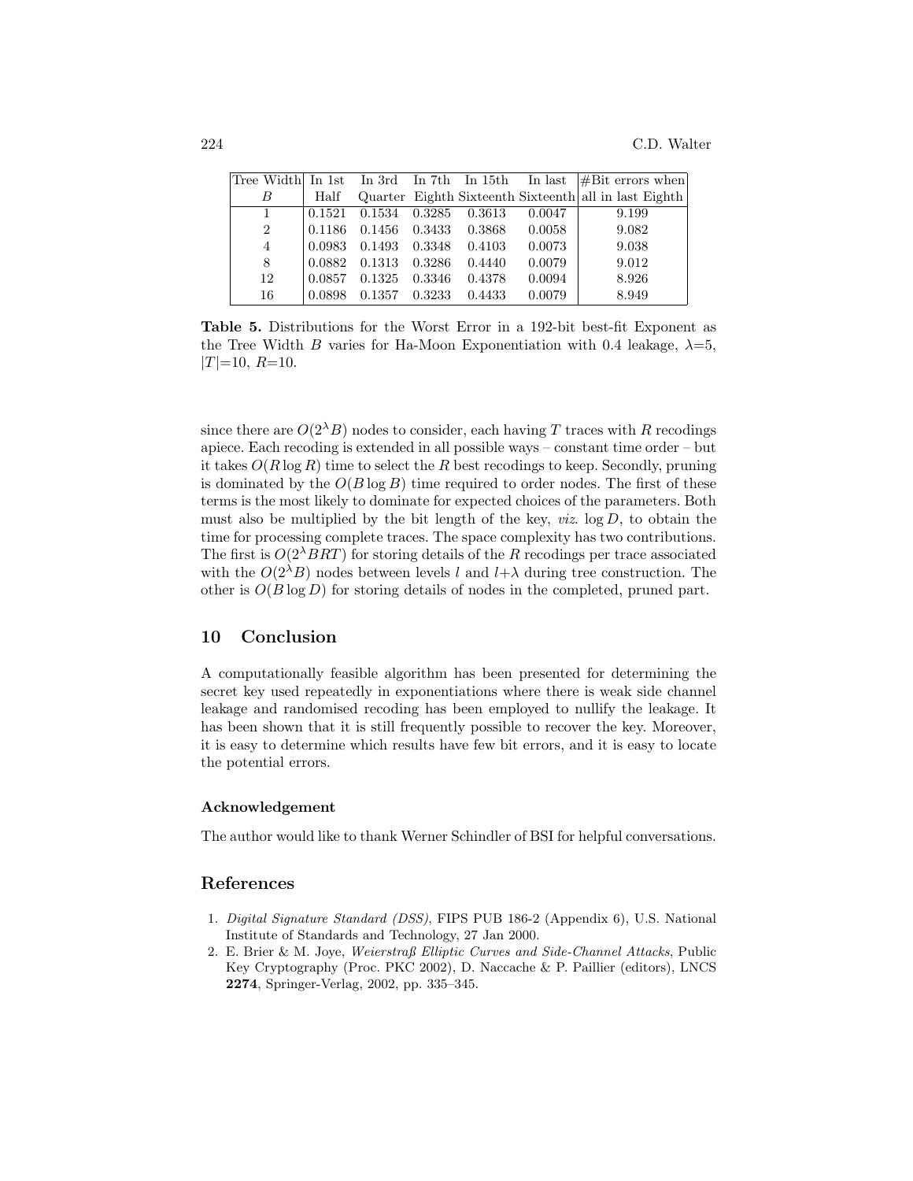| Tree Width $B$ | In 1st Half | In 3rd Quarter | In 7th Eighth | In 15th Sixteenth | In last Sixteenth | #Bit errors when all in last Eighth |
|---|---|---|---|---|---|---|
| 1 | 0.1521 | 0.1534 | 0.3285 | 0.3613 | 0.0047 | 9.199 |
| 2 | 0.1186 | 0.1456 | 0.3433 | 0.3868 | 0.0058 | 9.082 |
| 4 | 0.0983 | 0.1493 | 0.3348 | 0.4103 | 0.0073 | 9.038 |
| 8 | 0.0882 | 0.1313 | 0.3286 | 0.4440 | 0.0079 | 9.012 |
| 12 | 0.0857 | 0.1325 | 0.3346 | 0.4378 | 0.0094 | 8.926 |
| 16 | 0.0898 | 0.1357 | 0.3233 | 0.4433 | 0.0079 | 8.949 |

**Table 5.** Distributions for the Worst Error in a 192-bit best-fit Exponent as the Tree Width $B$ varies for Ha-Moon Exponentiation with 0.4 leakage, $\lambda$=5, $|T|$=10, $R$=10.

since there are $O(2^\lambda B)$ nodes to consider, each having $T$ traces with $R$ recodings apiece. Each recoding is extended in all possible ways – constant time order – but it takes $O(R \log R)$ time to select the $R$ best recodings to keep. Secondly, pruning is dominated by the $O(B \log B)$ time required to order nodes. The first of these terms is the most likely to dominate for expected choices of the parameters. Both must also be multiplied by the bit length of the key, *viz.* $\log D$, to obtain the time for processing complete traces. The space complexity has two contributions. The first is $O(2^\lambda BRT)$ for storing details of the $R$ recodings per trace associated with the $O(2^\lambda B)$ nodes between levels $l$ and $l{+}\lambda$ during tree construction. The other is $O(B \log D)$ for storing details of nodes in the completed, pruned part.

## 10 Conclusion

A computationally feasible algorithm has been presented for determining the secret key used repeatedly in exponentiations where there is weak side channel leakage and randomised recoding has been employed to nullify the leakage. It has been shown that it is still frequently possible to recover the key. Moreover, it is easy to determine which results have few bit errors, and it is easy to locate the potential errors.

### Acknowledgement

The author would like to thank Werner Schindler of BSI for helpful conversations.

## References

1. *Digital Signature Standard (DSS)*, FIPS PUB 186-2 (Appendix 6), U.S. National Institute of Standards and Technology, 27 Jan 2000.
2. E. Brier & M. Joye, *Weierstraß Elliptic Curves and Side-Channel Attacks*, Public Key Cryptography (Proc. PKC 2002), D. Naccache & P. Paillier (editors), LNCS **2274**, Springer-Verlag, 2002, pp. 335–345.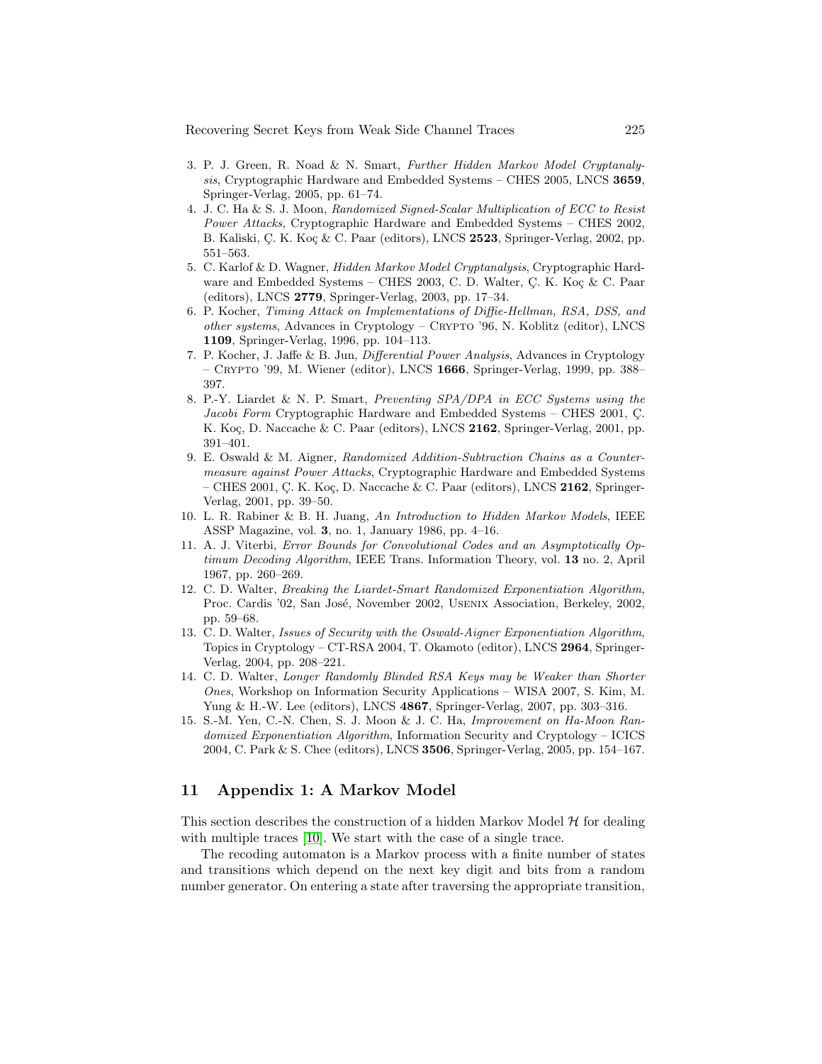3. P. J. Green, R. Noad & N. Smart, *Further Hidden Markov Model Cryptanalysis*, Cryptographic Hardware and Embedded Systems – CHES 2005, LNCS **3659**, Springer-Verlag, 2005, pp. 61–74.
4. J. C. Ha & S. J. Moon, *Randomized Signed-Scalar Multiplication of ECC to Resist Power Attacks*, Cryptographic Hardware and Embedded Systems – CHES 2002, B. Kaliski, Ç. K. Koç & C. Paar (editors), LNCS **2523**, Springer-Verlag, 2002, pp. 551–563.
5. C. Karlof & D. Wagner, *Hidden Markov Model Cryptanalysis*, Cryptographic Hardware and Embedded Systems – CHES 2003, C. D. Walter, Ç. K. Koç & C. Paar (editors), LNCS **2779**, Springer-Verlag, 2003, pp. 17–34.
6. P. Kocher, *Timing Attack on Implementations of Diffie-Hellman, RSA, DSS, and other systems*, Advances in Cryptology – Crypto '96, N. Koblitz (editor), LNCS **1109**, Springer-Verlag, 1996, pp. 104–113.
7. P. Kocher, J. Jaffe & B. Jun, *Differential Power Analysis*, Advances in Cryptology – Crypto '99, M. Wiener (editor), LNCS **1666**, Springer-Verlag, 1999, pp. 388–397.
8. P.-Y. Liardet & N. P. Smart, *Preventing SPA/DPA in ECC Systems using the Jacobi Form* Cryptographic Hardware and Embedded Systems – CHES 2001, Ç. K. Koç, D. Naccache & C. Paar (editors), LNCS **2162**, Springer-Verlag, 2001, pp. 391–401.
9. E. Oswald & M. Aigner, *Randomized Addition-Subtraction Chains as a Countermeasure against Power Attacks*, Cryptographic Hardware and Embedded Systems – CHES 2001, Ç. K. Koç, D. Naccache & C. Paar (editors), LNCS **2162**, Springer-Verlag, 2001, pp. 39–50.
10. L. R. Rabiner & B. H. Juang, *An Introduction to Hidden Markov Models*, IEEE ASSP Magazine, vol. **3**, no. 1, January 1986, pp. 4–16.
11. A. J. Viterbi, *Error Bounds for Convolutional Codes and an Asymptotically Optimum Decoding Algorithm*, IEEE Trans. Information Theory, vol. **13** no. 2, April 1967, pp. 260–269.
12. C. D. Walter, *Breaking the Liardet-Smart Randomized Exponentiation Algorithm*, Proc. Cardis '02, San José, November 2002, Usenix Association, Berkeley, 2002, pp. 59–68.
13. C. D. Walter, *Issues of Security with the Oswald-Aigner Exponentiation Algorithm*, Topics in Cryptology – CT-RSA 2004, T. Okamoto (editor), LNCS **2964**, Springer-Verlag, 2004, pp. 208–221.
14. C. D. Walter, *Longer Randomly Blinded RSA Keys may be Weaker than Shorter Ones*, Workshop on Information Security Applications – WISA 2007, S. Kim, M. Yung & H.-W. Lee (editors), LNCS **4867**, Springer-Verlag, 2007, pp. 303–316.
15. S.-M. Yen, C.-N. Chen, S. J. Moon & J. C. Ha, *Improvement on Ha-Moon Randomized Exponentiation Algorithm*, Information Security and Cryptology – ICICS 2004, C. Park & S. Chee (editors), LNCS **3506**, Springer-Verlag, 2005, pp. 154–167.

## 11 Appendix 1: A Markov Model

This section describes the construction of a hidden Markov Model $\mathcal{H}$ for dealing with multiple traces [10]. We start with the case of a single trace.

The recoding automaton is a Markov process with a finite number of states and transitions which depend on the next key digit and bits from a random number generator. On entering a state after traversing the appropriate transition,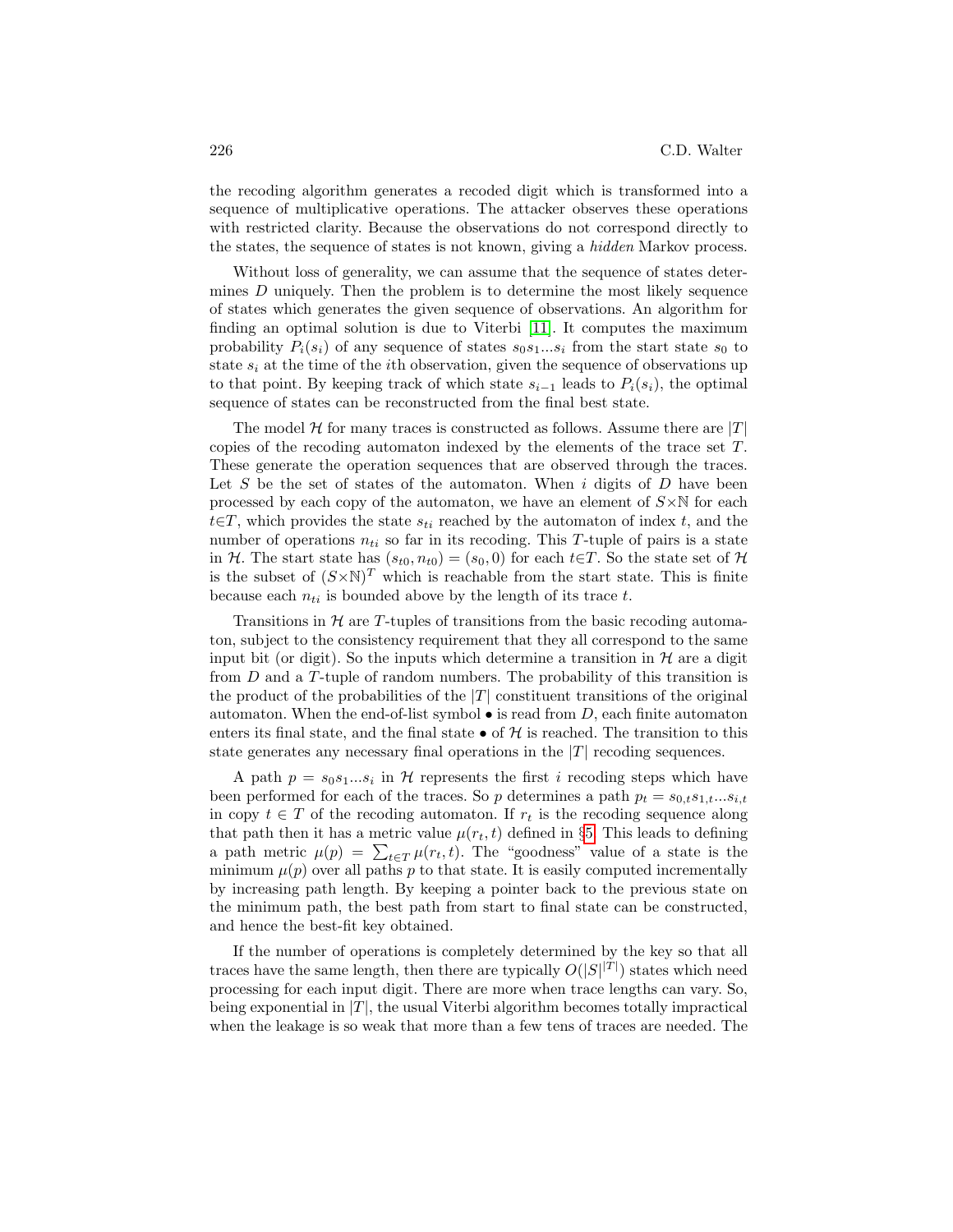the recoding algorithm generates a recoded digit which is transformed into a sequence of multiplicative operations. The attacker observes these operations with restricted clarity. Because the observations do not correspond directly to the states, the sequence of states is not known, giving a *hidden* Markov process.

Without loss of generality, we can assume that the sequence of states determines $D$ uniquely. Then the problem is to determine the most likely sequence of states which generates the given sequence of observations. An algorithm for finding an optimal solution is due to Viterbi [11]. It computes the maximum probability $P_i(s_i)$ of any sequence of states $s_0s_1...s_i$ from the start state $s_0$ to state $s_i$ at the time of the $i$th observation, given the sequence of observations up to that point. By keeping track of which state $s_{i-1}$ leads to $P_i(s_i)$, the optimal sequence of states can be reconstructed from the final best state.

The model $\mathcal{H}$ for many traces is constructed as follows. Assume there are $|T|$ copies of the recoding automaton indexed by the elements of the trace set $T$. These generate the operation sequences that are observed through the traces. Let $S$ be the set of states of the automaton. When $i$ digits of $D$ have been processed by each copy of the automaton, we have an element of $S\times\mathbb{N}$ for each $t\in T$, which provides the state $s_{ti}$ reached by the automaton of index $t$, and the number of operations $n_{ti}$ so far in its recoding. This $T$-tuple of pairs is a state in $\mathcal{H}$. The start state has $(s_{t0}, n_{t0}) = (s_0, 0)$ for each $t\in T$. So the state set of $\mathcal{H}$ is the subset of $(S\times\mathbb{N})^T$ which is reachable from the start state. This is finite because each $n_{ti}$ is bounded above by the length of its trace $t$.

Transitions in $\mathcal{H}$ are $T$-tuples of transitions from the basic recoding automaton, subject to the consistency requirement that they all correspond to the same input bit (or digit). So the inputs which determine a transition in $\mathcal{H}$ are a digit from $D$ and a $T$-tuple of random numbers. The probability of this transition is the product of the probabilities of the $|T|$ constituent transitions of the original automaton. When the end-of-list symbol $\bullet$ is read from $D$, each finite automaton enters its final state, and the final state $\bullet$ of $\mathcal{H}$ is reached. The transition to this state generates any necessary final operations in the $|T|$ recoding sequences.

A path $p = s_0s_1...s_i$ in $\mathcal{H}$ represents the first $i$ recoding steps which have been performed for each of the traces. So $p$ determines a path $p_t = s_{0,t}s_{1,t}...s_{i,t}$ in copy $t \in T$ of the recoding automaton. If $r_t$ is the recoding sequence along that path then it has a metric value $\mu(r_t, t)$ defined in §5. This leads to defining a path metric $\mu(p) = \sum_{t\in T} \mu(r_t, t)$. The "goodness" value of a state is the minimum $\mu(p)$ over all paths $p$ to that state. It is easily computed incrementally by increasing path length. By keeping a pointer back to the previous state on the minimum path, the best path from start to final state can be constructed, and hence the best-fit key obtained.

If the number of operations is completely determined by the key so that all traces have the same length, then there are typically $O(|S|^{|T|})$ states which need processing for each input digit. There are more when trace lengths can vary. So, being exponential in $|T|$, the usual Viterbi algorithm becomes totally impractical when the leakage is so weak that more than a few tens of traces are needed. The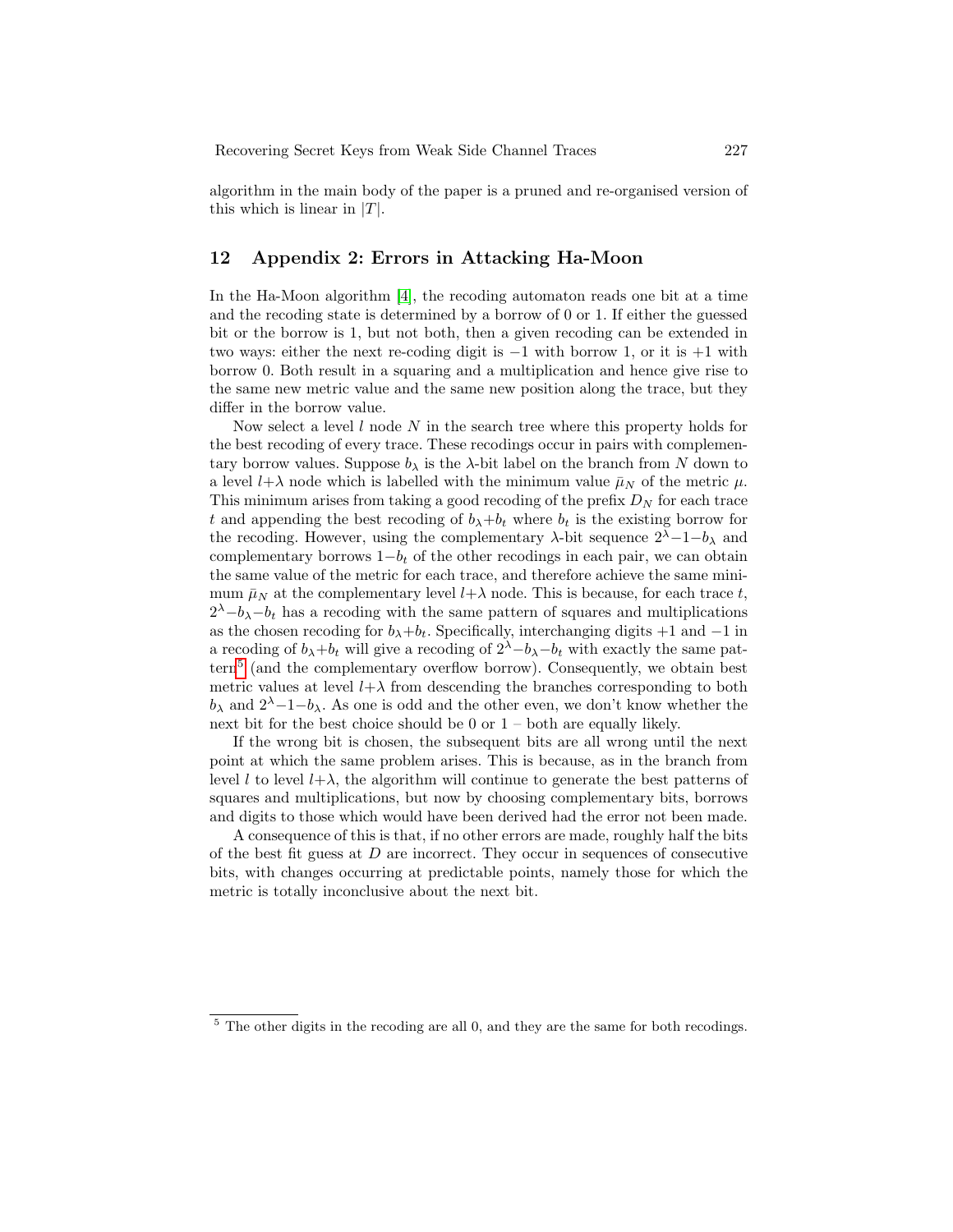algorithm in the main body of the paper is a pruned and re-organised version of this which is linear in $|T|$.

## 12 Appendix 2: Errors in Attacking Ha-Moon

In the Ha-Moon algorithm [4], the recoding automaton reads one bit at a time and the recoding state is determined by a borrow of 0 or 1. If either the guessed bit or the borrow is 1, but not both, then a given recoding can be extended in two ways: either the next re-coding digit is $-1$ with borrow 1, or it is $+1$ with borrow 0. Both result in a squaring and a multiplication and hence give rise to the same new metric value and the same new position along the trace, but they differ in the borrow value.

Now select a level $l$ node $N$ in the search tree where this property holds for the best recoding of every trace. These recodings occur in pairs with complementary borrow values. Suppose $b_\lambda$ is the $\lambda$-bit label on the branch from $N$ down to a level $l{+}\lambda$ node which is labelled with the minimum value $\bar{\mu}_N$ of the metric $\mu$. This minimum arises from taking a good recoding of the prefix $D_N$ for each trace $t$ and appending the best recoding of $b_\lambda{+}b_t$ where $b_t$ is the existing borrow for the recoding. However, using the complementary $\lambda$-bit sequence $2^\lambda{-}1{-}b_\lambda$ and complementary borrows $1{-}b_t$ of the other recodings in each pair, we can obtain the same value of the metric for each trace, and therefore achieve the same minimum $\bar{\mu}_N$ at the complementary level $l{+}\lambda$ node. This is because, for each trace $t$, $2^\lambda{-}b_\lambda{-}b_t$ has a recoding with the same pattern of squares and multiplications as the chosen recoding for $b_\lambda{+}b_t$. Specifically, interchanging digits $+1$ and $-1$ in a recoding of $b_\lambda{+}b_t$ will give a recoding of $2^\lambda{-}b_\lambda{-}b_t$ with exactly the same pattern[5] (and the complementary overflow borrow). Consequently, we obtain best metric values at level $l{+}\lambda$ from descending the branches corresponding to both $b_\lambda$ and $2^\lambda{-}1{-}b_\lambda$. As one is odd and the other even, we don't know whether the next bit for the best choice should be 0 or 1 – both are equally likely.

If the wrong bit is chosen, the subsequent bits are all wrong until the next point at which the same problem arises. This is because, as in the branch from level $l$ to level $l{+}\lambda$, the algorithm will continue to generate the best patterns of squares and multiplications, but now by choosing complementary bits, borrows and digits to those which would have been derived had the error not been made.

A consequence of this is that, if no other errors are made, roughly half the bits of the best fit guess at $D$ are incorrect. They occur in sequences of consecutive bits, with changes occurring at predictable points, namely those for which the metric is totally inconclusive about the next bit.

---

[5] The other digits in the recoding are all 0, and they are the same for both recodings.